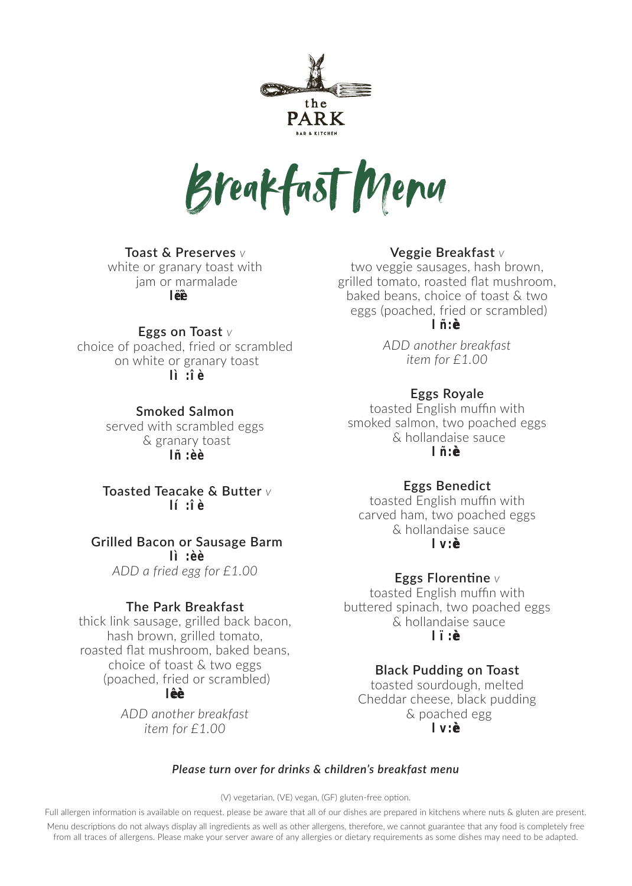the
PARK
BAR & KITCHEN

# Breakfast Menu

**Toast & Preserves** *v*
white or granary toast with jam or marmalade
**lëë**

**Eggs on Toast** *v*
choice of poached, fried or scrambled on white or granary toast
**lì :î è**

**Smoked Salmon**
served with scrambled eggs & granary toast
**lñ :èè**

**Toasted Teacake & Butter** *v*
**lí :î è**

**Grilled Bacon or Sausage Barm**
**lì :èè**
*ADD a fried egg for £1.00*

**The Park Breakfast**
thick link sausage, grilled back bacon, hash brown, grilled tomato, roasted flat mushroom, baked beans, choice of toast & two eggs (poached, fried or scrambled)
**lèè**

*ADD another breakfast item for £1.00*

**Veggie Breakfast** *v*
two veggie sausages, hash brown, grilled tomato, roasted flat mushroom, baked beans, choice of toast & two eggs (poached, fried or scrambled)
**l ñ:è**

*ADD another breakfast item for £1.00*

**Eggs Royale**
toasted English muffin with smoked salmon, two poached eggs & hollandaise sauce
**l ñ:è**

**Eggs Benedict**
toasted English muffin with carved ham, two poached eggs & hollandaise sauce
**l v:è**

**Eggs Florentine** *v*
toasted English muffin with buttered spinach, two poached eggs & hollandaise sauce
**l ï :è**

**Black Pudding on Toast**
toasted sourdough, melted Cheddar cheese, black pudding & poached egg
**l v:è**

***Please turn over for drinks & children's breakfast menu***

(V) vegetarian, (VE) vegan, (GF) gluten-free option.

Full allergen information is available on request. please be aware that all of our dishes are prepared in kitchens where nuts & gluten are present. Menu descriptions do not always display all ingredients as well as other allergens, therefore, we cannot guarantee that any food is completely free from all traces of allergens. Please make your server aware of any allergies or dietary requirements as some dishes may need to be adapted.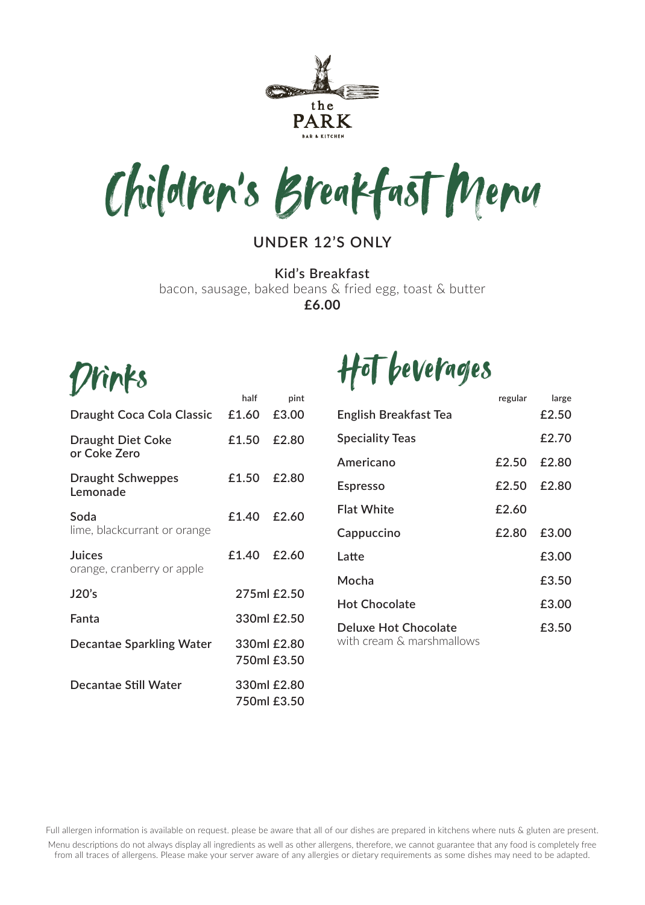the PARK

BAR & KITCHEN

# Children's Breakfast Menu

## UNDER 12'S ONLY

**Kid's Breakfast**
bacon, sausage, baked beans & fried egg, toast & butter
**£6.00**

## Drinks

| | half | pint |
|---|---|---|
| **Draught Coca Cola Classic** | £1.60 | £3.00 |
| **Draught Diet Coke or Coke Zero** | £1.50 | £2.80 |
| **Draught Schweppes Lemonade** | £1.50 | £2.80 |
| **Soda** lime, blackcurrant or orange | £1.40 | £2.60 |
| **Juices** orange, cranberry or apple | £1.40 | £2.60 |
| **J20's** | 275ml £2.50 | |
| **Fanta** | 330ml £2.50 | |
| **Decantae Sparkling Water** | 330ml £2.80<br>750ml £3.50 | |
| **Decantae Still Water** | 330ml £2.80<br>750ml £3.50 | |

## Hot beverages

| | regular | large |
|---|---|---|
| **English Breakfast Tea** | | £2.50 |
| **Speciality Teas** | | £2.70 |
| **Americano** | £2.50 | £2.80 |
| **Espresso** | £2.50 | £2.80 |
| **Flat White** | £2.60 | |
| **Cappuccino** | £2.80 | £3.00 |
| **Latte** | | £3.00 |
| **Mocha** | | £3.50 |
| **Hot Chocolate** | | £3.00 |
| **Deluxe Hot Chocolate** with cream & marshmallows | | £3.50 |

Full allergen information is available on request. please be aware that all of our dishes are prepared in kitchens where nuts & gluten are present.
Menu descriptions do not always display all ingredients as well as other allergens, therefore, we cannot guarantee that any food is completely free from all traces of allergens. Please make your server aware of any allergies or dietary requirements as some dishes may need to be adapted.